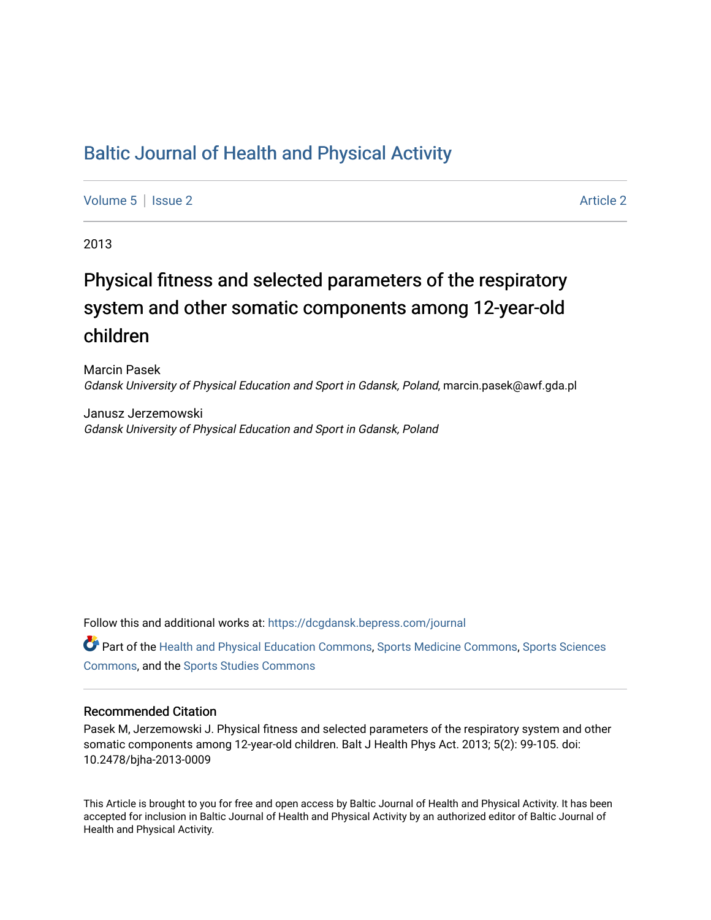# Baltic Journal of Health and Physical Activity

Volume 5 | Issue 2 Article 2

2013

## Physical fitness and selected parameters of the respiratory system and other somatic components among 12-year-old children

Marcin Pasek
*Gdansk University of Physical Education and Sport in Gdansk, Poland*, marcin.pasek@awf.gda.pl

Janusz Jerzemowski
*Gdansk University of Physical Education and Sport in Gdansk, Poland*

Follow this and additional works at: https://dcgdansk.bepress.com/journal

Part of the Health and Physical Education Commons, Sports Medicine Commons, Sports Sciences Commons, and the Sports Studies Commons

### Recommended Citation

Pasek M, Jerzemowski J. Physical fitness and selected parameters of the respiratory system and other somatic components among 12-year-old children. Balt J Health Phys Act. 2013; 5(2): 99-105. doi: 10.2478/bjha-2013-0009

This Article is brought to you for free and open access by Baltic Journal of Health and Physical Activity. It has been accepted for inclusion in Baltic Journal of Health and Physical Activity by an authorized editor of Baltic Journal of Health and Physical Activity.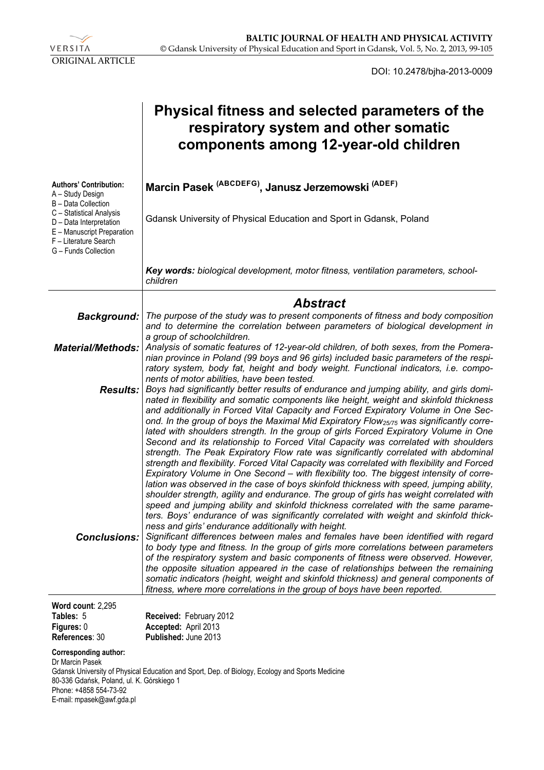ORIGINAL ARTICLE

DOI: 10.2478/bjha-2013-0009

# Physical fitness and selected parameters of the respiratory system and other somatic components among 12-year-old children

**Authors' Contribution:**
A – Study Design
B – Data Collection
C – Statistical Analysis
D – Data Interpretation
E – Manuscript Preparation
F – Literature Search
G – Funds Collection

**Marcin Pasek (ABCDEFG), Janusz Jerzemowski (ADEF)**

Gdansk University of Physical Education and Sport in Gdansk, Poland

***Key words:*** *biological development, motor fitness, ventilation parameters, school-children*

## *Abstract*

***Background:*** *The purpose of the study was to present components of fitness and body composition and to determine the correlation between parameters of biological development in a group of schoolchildren.*

***Material/Methods:*** *Analysis of somatic features of 12-year-old children, of both sexes, from the Pomeranian province in Poland (99 boys and 96 girls) included basic parameters of the respiratory system, body fat, height and body weight. Functional indicators, i.e. components of motor abilities, have been tested.*

***Results:*** *Boys had significantly better results of endurance and jumping ability, and girls dominated in flexibility and somatic components like height, weight and skinfold thickness and additionally in Forced Vital Capacity and Forced Expiratory Volume in One Second. In the group of boys the Maximal Mid Expiratory Flow$_{25/75}$ was significantly correlated with shoulders strength. In the group of girls Forced Expiratory Volume in One Second and its relationship to Forced Vital Capacity was correlated with shoulders strength. The Peak Expiratory Flow rate was significantly correlated with abdominal strength and flexibility. Forced Vital Capacity was correlated with flexibility and Forced Expiratory Volume in One Second – with flexibility too. The biggest intensity of correlation was observed in the case of boys skinfold thickness with speed, jumping ability, shoulder strength, agility and endurance. The group of girls has weight correlated with speed and jumping ability and skinfold thickness correlated with the same parameters. Boys' endurance of was significantly correlated with weight and skinfold thickness and girls' endurance additionally with height.*

***Conclusions:*** *Significant differences between males and females have been identified with regard to body type and fitness. In the group of girls more correlations between parameters of the respiratory system and basic components of fitness were observed. However, the opposite situation appeared in the case of relationships between the remaining somatic indicators (height, weight and skinfold thickness) and general components of fitness, where more correlations in the group of boys have been reported.*

**Word count**: 2,295
**Tables:** 5
**Figures:** 0
**References**: 30

**Received:** February 2012
**Accepted:** April 2013
**Published:** June 2013

**Corresponding author:**
Dr Marcin Pasek
Gdansk University of Physical Education and Sport, Dep. of Biology, Ecology and Sports Medicine
80-336 Gdańsk, Poland, ul. K. Górskiego 1
Phone: +4858 554-73-92
E-mail: mpasek@awf.gda.pl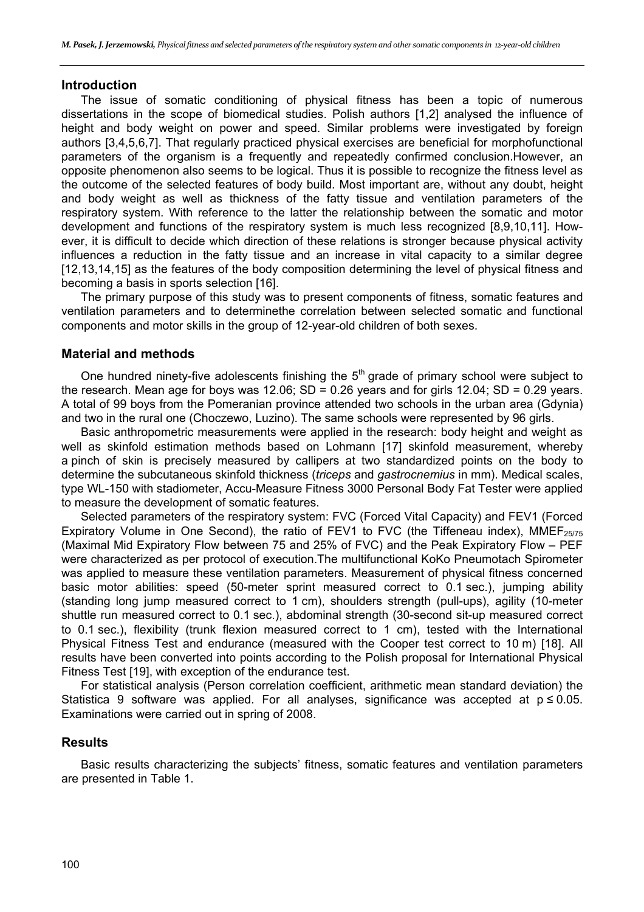## Introduction

The issue of somatic conditioning of physical fitness has been a topic of numerous dissertations in the scope of biomedical studies. Polish authors [1,2] analysed the influence of height and body weight on power and speed. Similar problems were investigated by foreign authors [3,4,5,6,7]. That regularly practiced physical exercises are beneficial for morphofunctional parameters of the organism is a frequently and repeatedly confirmed conclusion.However, an opposite phenomenon also seems to be logical. Thus it is possible to recognize the fitness level as the outcome of the selected features of body build. Most important are, without any doubt, height and body weight as well as thickness of the fatty tissue and ventilation parameters of the respiratory system. With reference to the latter the relationship between the somatic and motor development and functions of the respiratory system is much less recognized [8,9,10,11]. However, it is difficult to decide which direction of these relations is stronger because physical activity influences a reduction in the fatty tissue and an increase in vital capacity to a similar degree [12,13,14,15] as the features of the body composition determining the level of physical fitness and becoming a basis in sports selection [16].

The primary purpose of this study was to present components of fitness, somatic features and ventilation parameters and to determinethe correlation between selected somatic and functional components and motor skills in the group of 12-year-old children of both sexes.

## Material and methods

One hundred ninety-five adolescents finishing the 5th grade of primary school were subject to the research. Mean age for boys was 12.06; SD = 0.26 years and for girls 12.04; SD = 0.29 years. A total of 99 boys from the Pomeranian province attended two schools in the urban area (Gdynia) and two in the rural one (Choczewo, Luzino). The same schools were represented by 96 girls.

Basic anthropometric measurements were applied in the research: body height and weight as well as skinfold estimation methods based on Lohmann [17] skinfold measurement, whereby a pinch of skin is precisely measured by callipers at two standardized points on the body to determine the subcutaneous skinfold thickness (*triceps* and *gastrocnemius* in mm). Medical scales, type WL-150 with stadiometer, Accu-Measure Fitness 3000 Personal Body Fat Tester were applied to measure the development of somatic features.

Selected parameters of the respiratory system: FVC (Forced Vital Capacity) and FEV1 (Forced Expiratory Volume in One Second), the ratio of FEV1 to FVC (the Tiffeneau index), $MMEF_{25/75}$ (Maximal Mid Expiratory Flow between 75 and 25% of FVC) and the Peak Expiratory Flow – PEF were characterized as per protocol of execution.The multifunctional KoKo Pneumotach Spirometer was applied to measure these ventilation parameters. Measurement of physical fitness concerned basic motor abilities: speed (50-meter sprint measured correct to 0.1 sec.), jumping ability (standing long jump measured correct to 1 cm), shoulders strength (pull-ups), agility (10-meter shuttle run measured correct to 0.1 sec.), abdominal strength (30-second sit-up measured correct to 0.1 sec.), flexibility (trunk flexion measured correct to 1 cm), tested with the International Physical Fitness Test and endurance (measured with the Cooper test correct to 10 m) [18]. All results have been converted into points according to the Polish proposal for International Physical Fitness Test [19], with exception of the endurance test.

For statistical analysis (Person correlation coefficient, arithmetic mean standard deviation) the Statistica 9 software was applied. For all analyses, significance was accepted at $p \leq 0.05$. Examinations were carried out in spring of 2008.

## Results

Basic results characterizing the subjects' fitness, somatic features and ventilation parameters are presented in Table 1.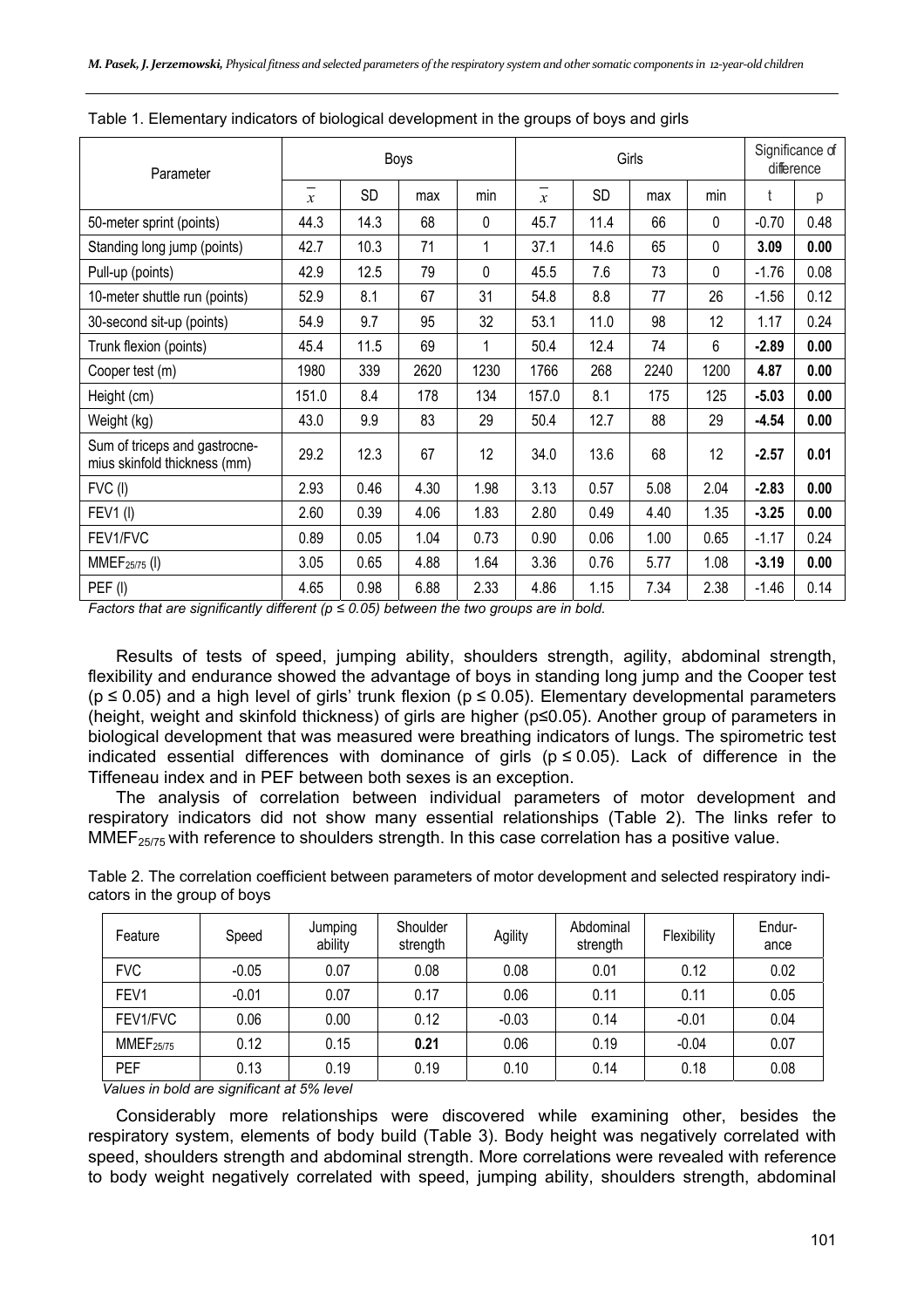Table 1. Elementary indicators of biological development in the groups of boys and girls

| Parameter | Boys | | | | Girls | | | | Significance of difference | |
|---|---|---|---|---|---|---|---|---|---|---|
| | $\bar{x}$ | SD | max | min | $\bar{x}$ | SD | max | min | t | p |
| 50-meter sprint (points) | 44.3 | 14.3 | 68 | 0 | 45.7 | 11.4 | 66 | 0 | -0.70 | 0.48 |
| Standing long jump (points) | 42.7 | 10.3 | 71 | 1 | 37.1 | 14.6 | 65 | 0 | **3.09** | **0.00** |
| Pull-up (points) | 42.9 | 12.5 | 79 | 0 | 45.5 | 7.6 | 73 | 0 | -1.76 | 0.08 |
| 10-meter shuttle run (points) | 52.9 | 8.1 | 67 | 31 | 54.8 | 8.8 | 77 | 26 | -1.56 | 0.12 |
| 30-second sit-up (points) | 54.9 | 9.7 | 95 | 32 | 53.1 | 11.0 | 98 | 12 | 1.17 | 0.24 |
| Trunk flexion (points) | 45.4 | 11.5 | 69 | 1 | 50.4 | 12.4 | 74 | 6 | **-2.89** | **0.00** |
| Cooper test (m) | 1980 | 339 | 2620 | 1230 | 1766 | 268 | 2240 | 1200 | **4.87** | **0.00** |
| Height (cm) | 151.0 | 8.4 | 178 | 134 | 157.0 | 8.1 | 175 | 125 | **-5.03** | **0.00** |
| Weight (kg) | 43.0 | 9.9 | 83 | 29 | 50.4 | 12.7 | 88 | 29 | **-4.54** | **0.00** |
| Sum of triceps and gastrocnemius skinfold thickness (mm) | 29.2 | 12.3 | 67 | 12 | 34.0 | 13.6 | 68 | 12 | **-2.57** | **0.01** |
| FVC (l) | 2.93 | 0.46 | 4.30 | 1.98 | 3.13 | 0.57 | 5.08 | 2.04 | **-2.83** | **0.00** |
| FEV1 (l) | 2.60 | 0.39 | 4.06 | 1.83 | 2.80 | 0.49 | 4.40 | 1.35 | **-3.25** | **0.00** |
| FEV1/FVC | 0.89 | 0.05 | 1.04 | 0.73 | 0.90 | 0.06 | 1.00 | 0.65 | -1.17 | 0.24 |
| $MMEF_{25/75}$ (l) | 3.05 | 0.65 | 4.88 | 1.64 | 3.36 | 0.76 | 5.77 | 1.08 | **-3.19** | **0.00** |
| PEF (l) | 4.65 | 0.98 | 6.88 | 2.33 | 4.86 | 1.15 | 7.34 | 2.38 | -1.46 | 0.14 |

*Factors that are significantly different ($p \le 0.05$) between the two groups are in bold.*

Results of tests of speed, jumping ability, shoulders strength, agility, abdominal strength, flexibility and endurance showed the advantage of boys in standing long jump and the Cooper test ($p \le 0.05$) and a high level of girls' trunk flexion ($p \le 0.05$). Elementary developmental parameters (height, weight and skinfold thickness) of girls are higher ($p \le 0.05$). Another group of parameters in biological development that was measured were breathing indicators of lungs. The spirometric test indicated essential differences with dominance of girls ($p \le 0.05$). Lack of difference in the Tiffeneau index and in PEF between both sexes is an exception.

The analysis of correlation between individual parameters of motor development and respiratory indicators did not show many essential relationships (Table 2). The links refer to $MMEF_{25/75}$ with reference to shoulders strength. In this case correlation has a positive value.

Table 2. The correlation coefficient between parameters of motor development and selected respiratory indicators in the group of boys

| Feature | Speed | Jumping ability | Shoulder strength | Agility | Abdominal strength | Flexibility | Endurance |
|---|---|---|---|---|---|---|---|
| FVC | -0.05 | 0.07 | 0.08 | 0.08 | 0.01 | 0.12 | 0.02 |
| FEV1 | -0.01 | 0.07 | 0.17 | 0.06 | 0.11 | 0.11 | 0.05 |
| FEV1/FVC | 0.06 | 0.00 | 0.12 | -0.03 | 0.14 | -0.01 | 0.04 |
| $MMEF_{25/75}$ | 0.12 | 0.15 | **0.21** | 0.06 | 0.19 | -0.04 | 0.07 |
| PEF | 0.13 | 0.19 | 0.19 | 0.10 | 0.14 | 0.18 | 0.08 |

*Values in bold are significant at 5% level*

Considerably more relationships were discovered while examining other, besides the respiratory system, elements of body build (Table 3). Body height was negatively correlated with speed, shoulders strength and abdominal strength. More correlations were revealed with reference to body weight negatively correlated with speed, jumping ability, shoulders strength, abdominal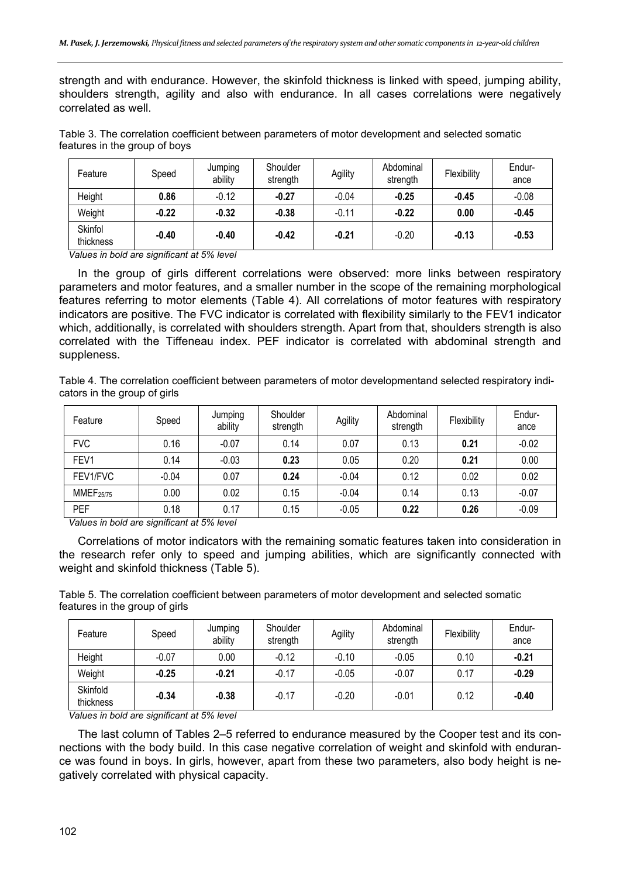strength and with endurance. However, the skinfold thickness is linked with speed, jumping ability, shoulders strength, agility and also with endurance. In all cases correlations were negatively correlated as well.

Table 3. The correlation coefficient between parameters of motor development and selected somatic features in the group of boys

| Feature | Speed | Jumping ability | Shoulder strength | Agility | Abdominal strength | Flexibility | Endurance |
|---|---|---|---|---|---|---|---|
| Height | **0.86** | -0.12 | **-0.27** | -0.04 | **-0.25** | **-0.45** | -0.08 |
| Weight | **-0.22** | **-0.32** | **-0.38** | -0.11 | **-0.22** | **0.00** | **-0.45** |
| Skinfol thickness | **-0.40** | **-0.40** | **-0.42** | **-0.21** | -0.20 | **-0.13** | **-0.53** |

*Values in bold are significant at 5% level*

In the group of girls different correlations were observed: more links between respiratory parameters and motor features, and a smaller number in the scope of the remaining morphological features referring to motor elements (Table 4). All correlations of motor features with respiratory indicators are positive. The FVC indicator is correlated with flexibility similarly to the FEV1 indicator which, additionally, is correlated with shoulders strength. Apart from that, shoulders strength is also correlated with the Tiffeneau index. PEF indicator is correlated with abdominal strength and suppleness.

Table 4. The correlation coefficient between parameters of motor developmentand selected respiratory indicators in the group of girls

| Feature | Speed | Jumping ability | Shoulder strength | Agility | Abdominal strength | Flexibility | Endurance |
|---|---|---|---|---|---|---|---|
| FVC | 0.16 | -0.07 | 0.14 | 0.07 | 0.13 | **0.21** | -0.02 |
| FEV1 | 0.14 | -0.03 | **0.23** | 0.05 | 0.20 | **0.21** | 0.00 |
| FEV1/FVC | -0.04 | 0.07 | **0.24** | -0.04 | 0.12 | 0.02 | 0.02 |
| $MMEF_{25/75}$ | 0.00 | 0.02 | 0.15 | -0.04 | 0.14 | 0.13 | -0.07 |
| PEF | 0.18 | 0.17 | 0.15 | -0.05 | **0.22** | **0.26** | -0.09 |

*Values in bold are significant at 5% level*

Correlations of motor indicators with the remaining somatic features taken into consideration in the research refer only to speed and jumping abilities, which are significantly connected with weight and skinfold thickness (Table 5).

Table 5. The correlation coefficient between parameters of motor development and selected somatic features in the group of girls

| Feature | Speed | Jumping ability | Shoulder strength | Agility | Abdominal strength | Flexibility | Endurance |
|---|---|---|---|---|---|---|---|
| Height | -0.07 | 0.00 | -0.12 | -0.10 | -0.05 | 0.10 | **-0.21** |
| Weight | **-0.25** | **-0.21** | -0.17 | -0.05 | -0.07 | 0.17 | **-0.29** |
| Skinfold thickness | **-0.34** | **-0.38** | -0.17 | -0.20 | -0.01 | 0.12 | **-0.40** |

*Values in bold are significant at 5% level*

The last column of Tables 2–5 referred to endurance measured by the Cooper test and its connections with the body build. In this case negative correlation of weight and skinfold with endurance was found in boys. In girls, however, apart from these two parameters, also body height is negatively correlated with physical capacity.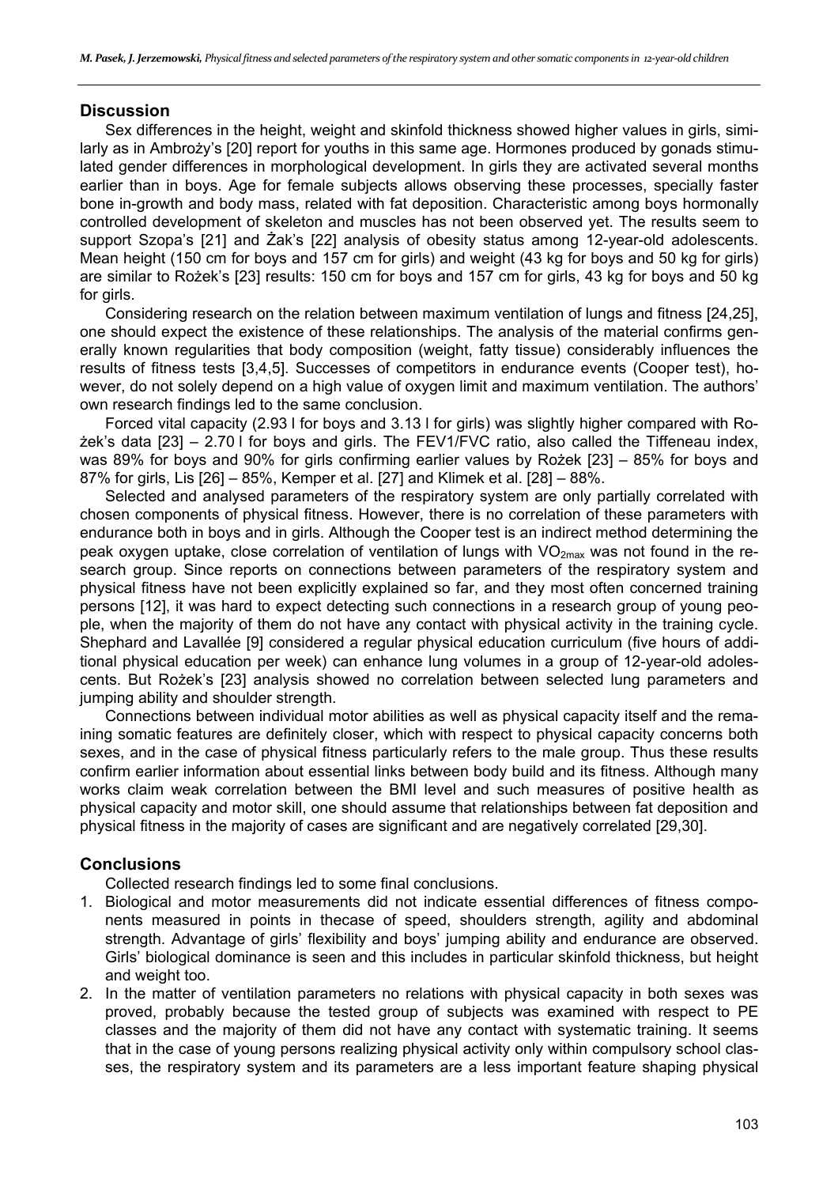## Discussion

Sex differences in the height, weight and skinfold thickness showed higher values in girls, similarly as in Ambroży's [20] report for youths in this same age. Hormones produced by gonads stimulated gender differences in morphological development. In girls they are activated several months earlier than in boys. Age for female subjects allows observing these processes, specially faster bone in-growth and body mass, related with fat deposition. Characteristic among boys hormonally controlled development of skeleton and muscles has not been observed yet. The results seem to support Szopa's [21] and Żak's [22] analysis of obesity status among 12-year-old adolescents. Mean height (150 cm for boys and 157 cm for girls) and weight (43 kg for boys and 50 kg for girls) are similar to Rożek's [23] results: 150 cm for boys and 157 cm for girls, 43 kg for boys and 50 kg for girls.

Considering research on the relation between maximum ventilation of lungs and fitness [24,25], one should expect the existence of these relationships. The analysis of the material confirms generally known regularities that body composition (weight, fatty tissue) considerably influences the results of fitness tests [3,4,5]. Successes of competitors in endurance events (Cooper test), however, do not solely depend on a high value of oxygen limit and maximum ventilation. The authors' own research findings led to the same conclusion.

Forced vital capacity (2.93 l for boys and 3.13 l for girls) was slightly higher compared with Rożek's data [23] – 2.70 l for boys and girls. The FEV1/FVC ratio, also called the Tiffeneau index, was 89% for boys and 90% for girls confirming earlier values by Rożek [23] – 85% for boys and 87% for girls, Lis [26] – 85%, Kemper et al. [27] and Klimek et al. [28] – 88%.

Selected and analysed parameters of the respiratory system are only partially correlated with chosen components of physical fitness. However, there is no correlation of these parameters with endurance both in boys and in girls. Although the Cooper test is an indirect method determining the peak oxygen uptake, close correlation of ventilation of lungs with $VO_{2max}$ was not found in the research group. Since reports on connections between parameters of the respiratory system and physical fitness have not been explicitly explained so far, and they most often concerned training persons [12], it was hard to expect detecting such connections in a research group of young people, when the majority of them do not have any contact with physical activity in the training cycle. Shephard and Lavallée [9] considered a regular physical education curriculum (five hours of additional physical education per week) can enhance lung volumes in a group of 12-year-old adolescents. But Rożek's [23] analysis showed no correlation between selected lung parameters and jumping ability and shoulder strength.

Connections between individual motor abilities as well as physical capacity itself and the remaining somatic features are definitely closer, which with respect to physical capacity concerns both sexes, and in the case of physical fitness particularly refers to the male group. Thus these results confirm earlier information about essential links between body build and its fitness. Although many works claim weak correlation between the BMI level and such measures of positive health as physical capacity and motor skill, one should assume that relationships between fat deposition and physical fitness in the majority of cases are significant and are negatively correlated [29,30].

## Conclusions

Collected research findings led to some final conclusions.

1. Biological and motor measurements did not indicate essential differences of fitness components measured in points in thecase of speed, shoulders strength, agility and abdominal strength. Advantage of girls' flexibility and boys' jumping ability and endurance are observed. Girls' biological dominance is seen and this includes in particular skinfold thickness, but height and weight too.
2. In the matter of ventilation parameters no relations with physical capacity in both sexes was proved, probably because the tested group of subjects was examined with respect to PE classes and the majority of them did not have any contact with systematic training. It seems that in the case of young persons realizing physical activity only within compulsory school classes, the respiratory system and its parameters are a less important feature shaping physical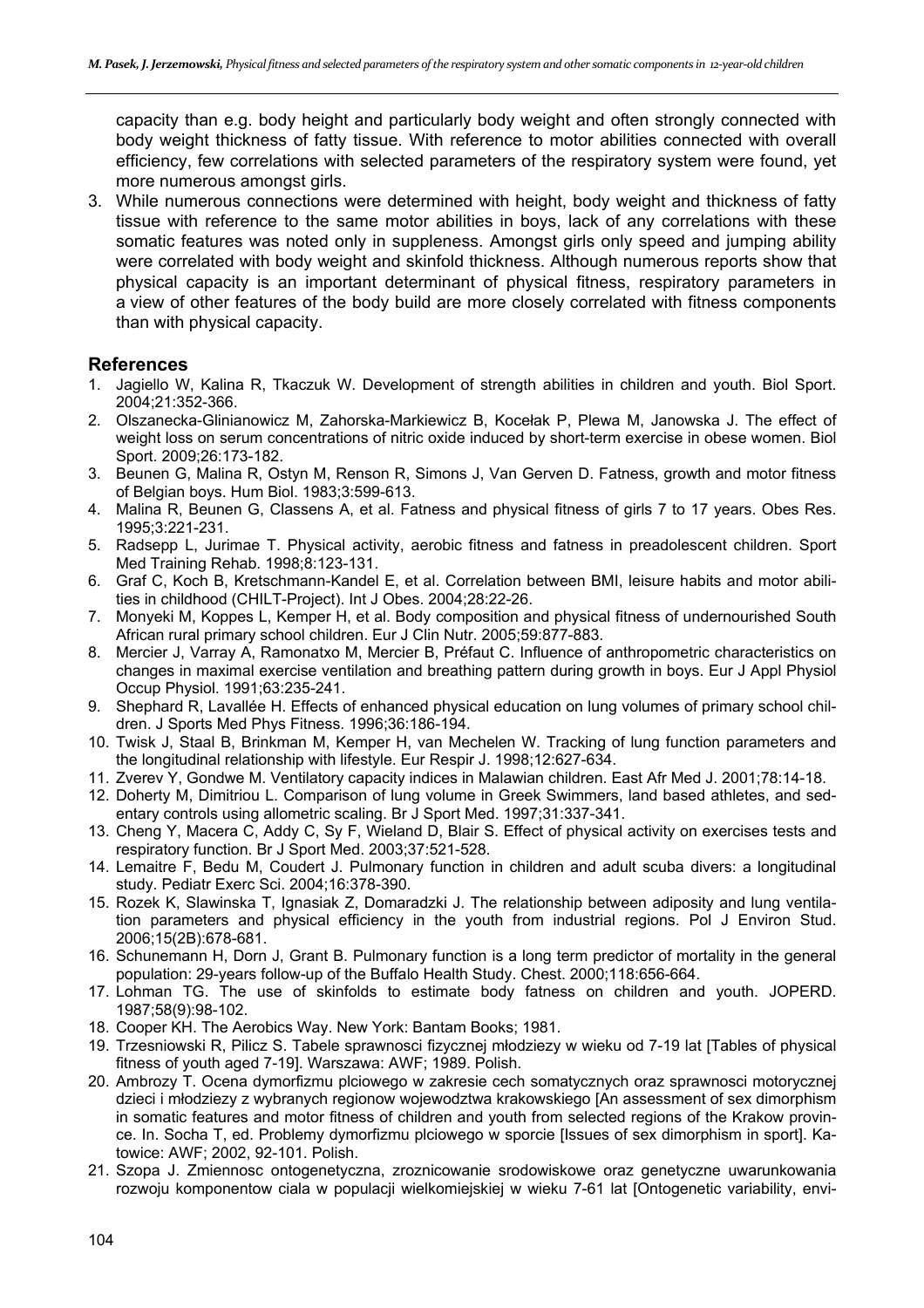capacity than e.g. body height and particularly body weight and often strongly connected with body weight thickness of fatty tissue. With reference to motor abilities connected with overall efficiency, few correlations with selected parameters of the respiratory system were found, yet more numerous amongst girls.

3. While numerous connections were determined with height, body weight and thickness of fatty tissue with reference to the same motor abilities in boys, lack of any correlations with these somatic features was noted only in suppleness. Amongst girls only speed and jumping ability were correlated with body weight and skinfold thickness. Although numerous reports show that physical capacity is an important determinant of physical fitness, respiratory parameters in a view of other features of the body build are more closely correlated with fitness components than with physical capacity.

## References

1. Jagiello W, Kalina R, Tkaczuk W. Development of strength abilities in children and youth. Biol Sport. 2004;21:352-366.
2. Olszanecka-Glinianowicz M, Zahorska-Markiewicz B, Kocełak P, Plewa M, Janowska J. The effect of weight loss on serum concentrations of nitric oxide induced by short-term exercise in obese women. Biol Sport. 2009;26:173-182.
3. Beunen G, Malina R, Ostyn M, Renson R, Simons J, Van Gerven D. Fatness, growth and motor fitness of Belgian boys. Hum Biol. 1983;3:599-613.
4. Malina R, Beunen G, Classens A, et al. Fatness and physical fitness of girls 7 to 17 years. Obes Res. 1995;3:221-231.
5. Radsepp L, Jurimae T. Physical activity, aerobic fitness and fatness in preadolescent children. Sport Med Training Rehab. 1998;8:123-131.
6. Graf C, Koch B, Kretschmann-Kandel E, et al. Correlation between BMI, leisure habits and motor abilities in childhood (CHILT-Project). Int J Obes. 2004;28:22-26.
7. Monyeki M, Koppes L, Kemper H, et al. Body composition and physical fitness of undernourished South African rural primary school children. Eur J Clin Nutr. 2005;59:877-883.
8. Mercier J, Varray A, Ramonatxo M, Mercier B, Préfaut C. Influence of anthropometric characteristics on changes in maximal exercise ventilation and breathing pattern during growth in boys. Eur J Appl Physiol Occup Physiol. 1991;63:235-241.
9. Shephard R, Lavallée H. Effects of enhanced physical education on lung volumes of primary school children. J Sports Med Phys Fitness. 1996;36:186-194.
10. Twisk J, Staal B, Brinkman M, Kemper H, van Mechelen W. Tracking of lung function parameters and the longitudinal relationship with lifestyle. Eur Respir J. 1998;12:627-634.
11. Zverev Y, Gondwe M. Ventilatory capacity indices in Malawian children. East Afr Med J. 2001;78:14-18.
12. Doherty M, Dimitriou L. Comparison of lung volume in Greek Swimmers, land based athletes, and sedentary controls using allometric scaling. Br J Sport Med. 1997;31:337-341.
13. Cheng Y, Macera C, Addy C, Sy F, Wieland D, Blair S. Effect of physical activity on exercises tests and respiratory function. Br J Sport Med. 2003;37:521-528.
14. Lemaitre F, Bedu M, Coudert J. Pulmonary function in children and adult scuba divers: a longitudinal study. Pediatr Exerc Sci. 2004;16:378-390.
15. Rozek K, Slawinska T, Ignasiak Z, Domaradzki J. The relationship between adiposity and lung ventilation parameters and physical efficiency in the youth from industrial regions. Pol J Environ Stud. 2006;15(2B):678-681.
16. Schunemann H, Dorn J, Grant B. Pulmonary function is a long term predictor of mortality in the general population: 29-years follow-up of the Buffalo Health Study. Chest. 2000;118:656-664.
17. Lohman TG. The use of skinfolds to estimate body fatness on children and youth. JOPERD. 1987;58(9):98-102.
18. Cooper KH. The Aerobics Way. New York: Bantam Books; 1981.
19. Trzesniowski R, Pilicz S. Tabele sprawnosci fizycznej młodziezy w wieku od 7-19 lat [Tables of physical fitness of youth aged 7-19]. Warszawa: AWF; 1989. Polish.
20. Ambrozy T. Ocena dymorfizmu plciowego w zakresie cech somatycznych oraz sprawnosci motorycznej dzieci i młodziezy z wybranych regionow wojewodztwa krakowskiego [An assessment of sex dimorphism in somatic features and motor fitness of children and youth from selected regions of the Krakow province. In. Socha T, ed. Problemy dymorfizmu plciowego w sporcie [Issues of sex dimorphism in sport]. Katowice: AWF; 2002, 92-101. Polish.
21. Szopa J. Zmiennosc ontogenetyczna, zroznicowanie srodowiskowe oraz genetyczne uwarunkowania rozwoju komponentow ciala w populacji wielkomiejskiej w wieku 7-61 lat [Ontogenetic variability, envi-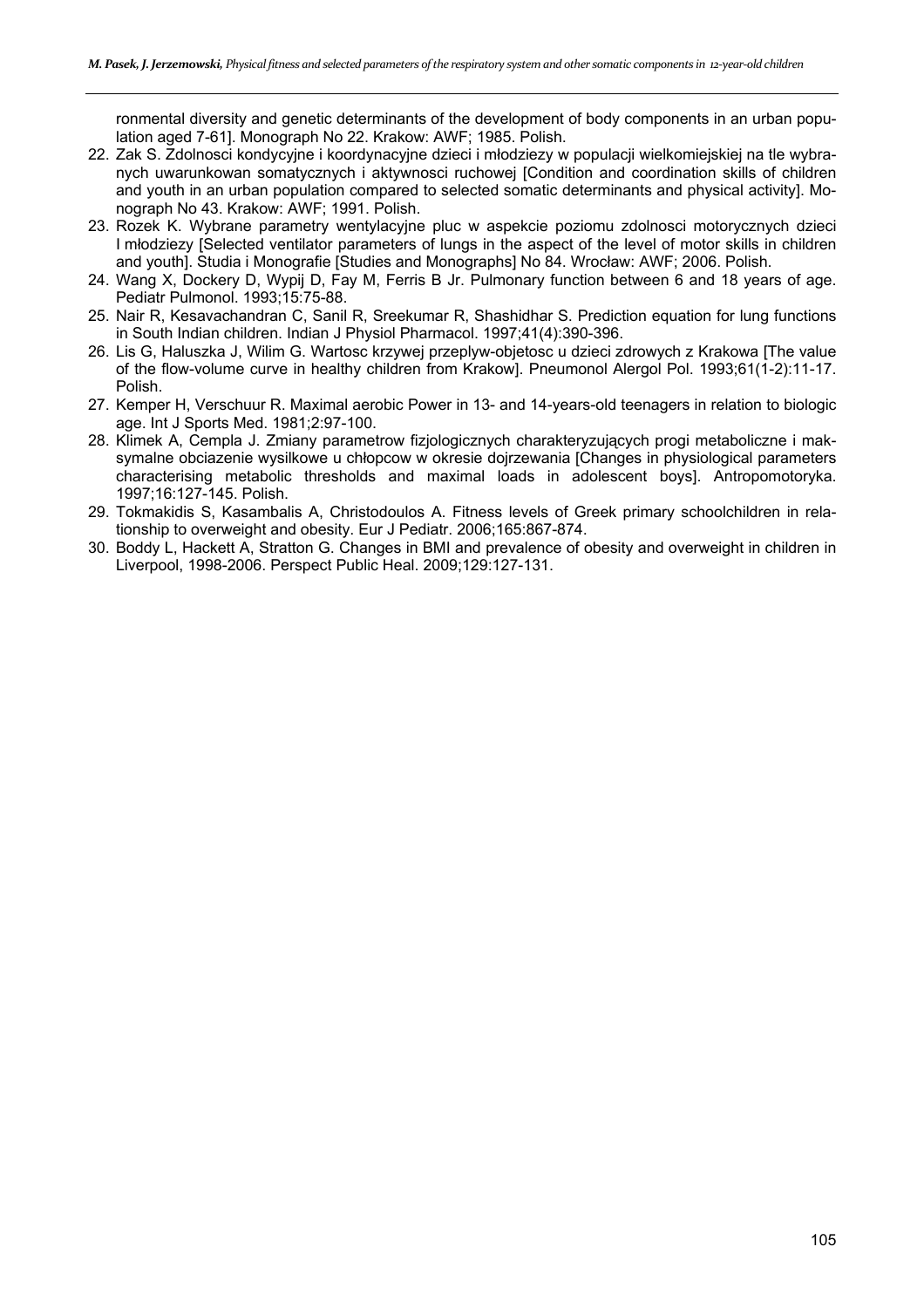ronmental diversity and genetic determinants of the development of body components in an urban population aged 7-61]. Monograph No 22. Krakow: AWF; 1985. Polish.

22. Zak S. Zdolnosci kondycyjne i koordynacyjne dzieci i młodziezy w populacji wielkomiejskiej na tle wybranych uwarunkowan somatycznych i aktywnosci ruchowej [Condition and coordination skills of children and youth in an urban population compared to selected somatic determinants and physical activity]. Monograph No 43. Krakow: AWF; 1991. Polish.
23. Rozek K. Wybrane parametry wentylacyjne pluc w aspekcie poziomu zdolnosci motorycznych dzieci I młodziezy [Selected ventilator parameters of lungs in the aspect of the level of motor skills in children and youth]. Studia i Monografie [Studies and Monographs] No 84. Wrocław: AWF; 2006. Polish.
24. Wang X, Dockery D, Wypij D, Fay M, Ferris B Jr. Pulmonary function between 6 and 18 years of age. Pediatr Pulmonol. 1993;15:75-88.
25. Nair R, Kesavachandran C, Sanil R, Sreekumar R, Shashidhar S. Prediction equation for lung functions in South Indian children. Indian J Physiol Pharmacol. 1997;41(4):390-396.
26. Lis G, Haluszka J, Wilim G. Wartosc krzywej przeplyw-objetosc u dzieci zdrowych z Krakowa [The value of the flow-volume curve in healthy children from Krakow]. Pneumonol Alergol Pol. 1993;61(1-2):11-17. Polish.
27. Kemper H, Verschuur R. Maximal aerobic Power in 13- and 14-years-old teenagers in relation to biologic age. Int J Sports Med. 1981;2:97-100.
28. Klimek A, Cempla J. Zmiany parametrow fizjologicznych charakteryzujących progi metaboliczne i maksymalne obciazenie wysilkowe u chłopcow w okresie dojrzewania [Changes in physiological parameters characterising metabolic thresholds and maximal loads in adolescent boys]. Antropomotoryka. 1997;16:127-145. Polish.
29. Tokmakidis S, Kasambalis A, Christodoulos A. Fitness levels of Greek primary schoolchildren in relationship to overweight and obesity. Eur J Pediatr. 2006;165:867-874.
30. Boddy L, Hackett A, Stratton G. Changes in BMI and prevalence of obesity and overweight in children in Liverpool, 1998-2006. Perspect Public Heal. 2009;129:127-131.